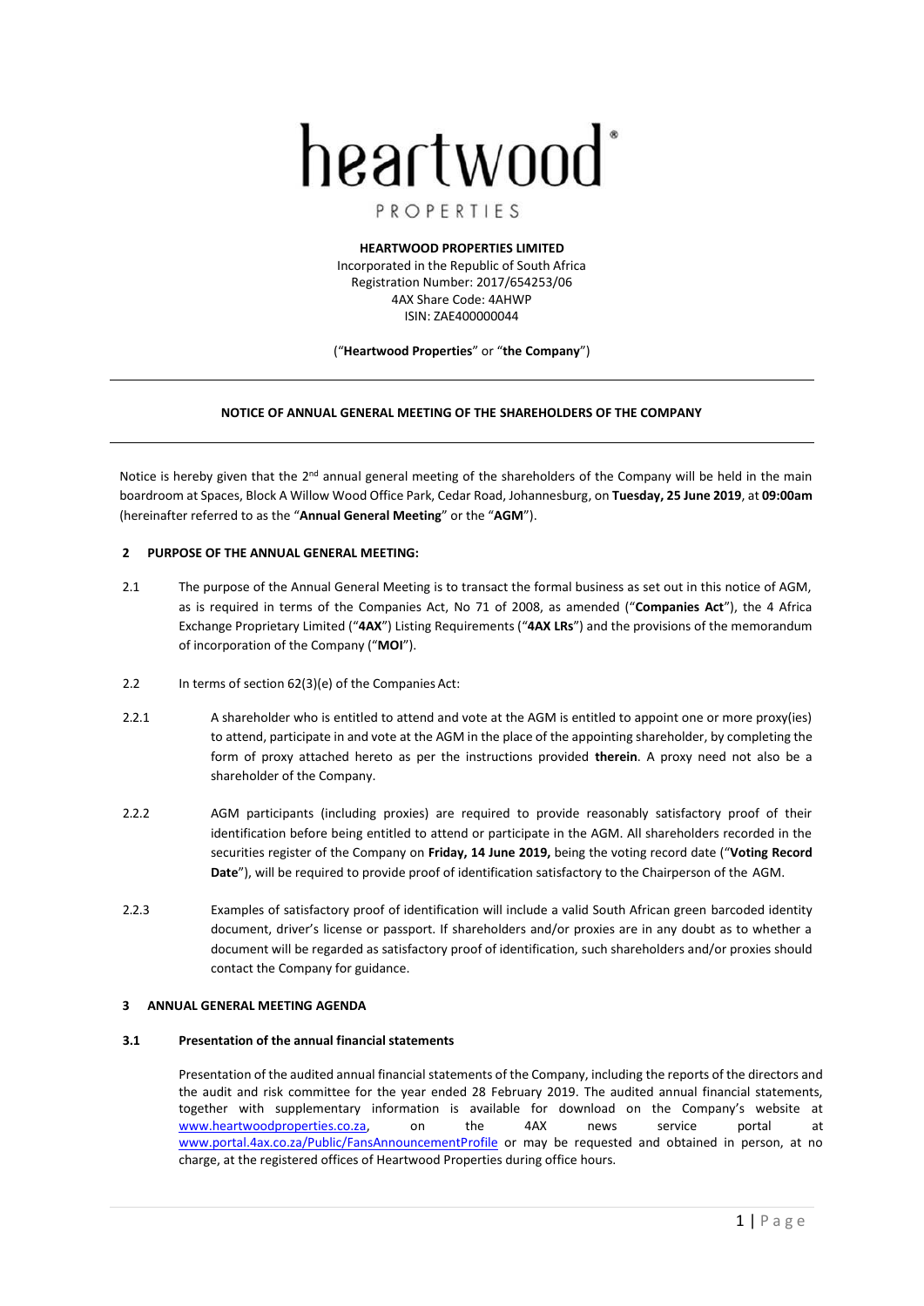heartwood

PROPERTIES

**HEARTWOOD PROPERTIES LIMITED**
Incorporated in the Republic of South Africa
Registration Number: 2017/654253/06
4AX Share Code: 4AHWP
ISIN: ZAE400000044

("**Heartwood Properties**" or "**the Company**")

---

**NOTICE OF ANNUAL GENERAL MEETING OF THE SHAREHOLDERS OF THE COMPANY**

---

Notice is hereby given that the 2nd annual general meeting of the shareholders of the Company will be held in the main boardroom at Spaces, Block A Willow Wood Office Park, Cedar Road, Johannesburg, on **Tuesday, 25 June 2019**, at **09:00am** (hereinafter referred to as the "**Annual General Meeting**" or the "**AGM**").

## 2 PURPOSE OF THE ANNUAL GENERAL MEETING:

2.1 The purpose of the Annual General Meeting is to transact the formal business as set out in this notice of AGM, as is required in terms of the Companies Act, No 71 of 2008, as amended ("**Companies Act**"), the 4 Africa Exchange Proprietary Limited ("**4AX**") Listing Requirements ("**4AX LRs**") and the provisions of the memorandum of incorporation of the Company ("**MOI**").

2.2 In terms of section 62(3)(e) of the Companies Act:

2.2.1 A shareholder who is entitled to attend and vote at the AGM is entitled to appoint one or more proxy(ies) to attend, participate in and vote at the AGM in the place of the appointing shareholder, by completing the form of proxy attached hereto as per the instructions provided **therein**. A proxy need not also be a shareholder of the Company.

2.2.2 AGM participants (including proxies) are required to provide reasonably satisfactory proof of their identification before being entitled to attend or participate in the AGM. All shareholders recorded in the securities register of the Company on **Friday, 14 June 2019,** being the voting record date ("**Voting Record Date**"), will be required to provide proof of identification satisfactory to the Chairperson of the AGM.

2.2.3 Examples of satisfactory proof of identification will include a valid South African green barcoded identity document, driver's license or passport. If shareholders and/or proxies are in any doubt as to whether a document will be regarded as satisfactory proof of identification, such shareholders and/or proxies should contact the Company for guidance.

## 3 ANNUAL GENERAL MEETING AGENDA

### 3.1 Presentation of the annual financial statements

Presentation of the audited annual financial statements of the Company, including the reports of the directors and the audit and risk committee for the year ended 28 February 2019. The audited annual financial statements, together with supplementary information is available for download on the Company's website at www.heartwoodproperties.co.za, on the 4AX news service portal at www.portal.4ax.co.za/Public/FansAnnouncementProfile or may be requested and obtained in person, at no charge, at the registered offices of Heartwood Properties during office hours.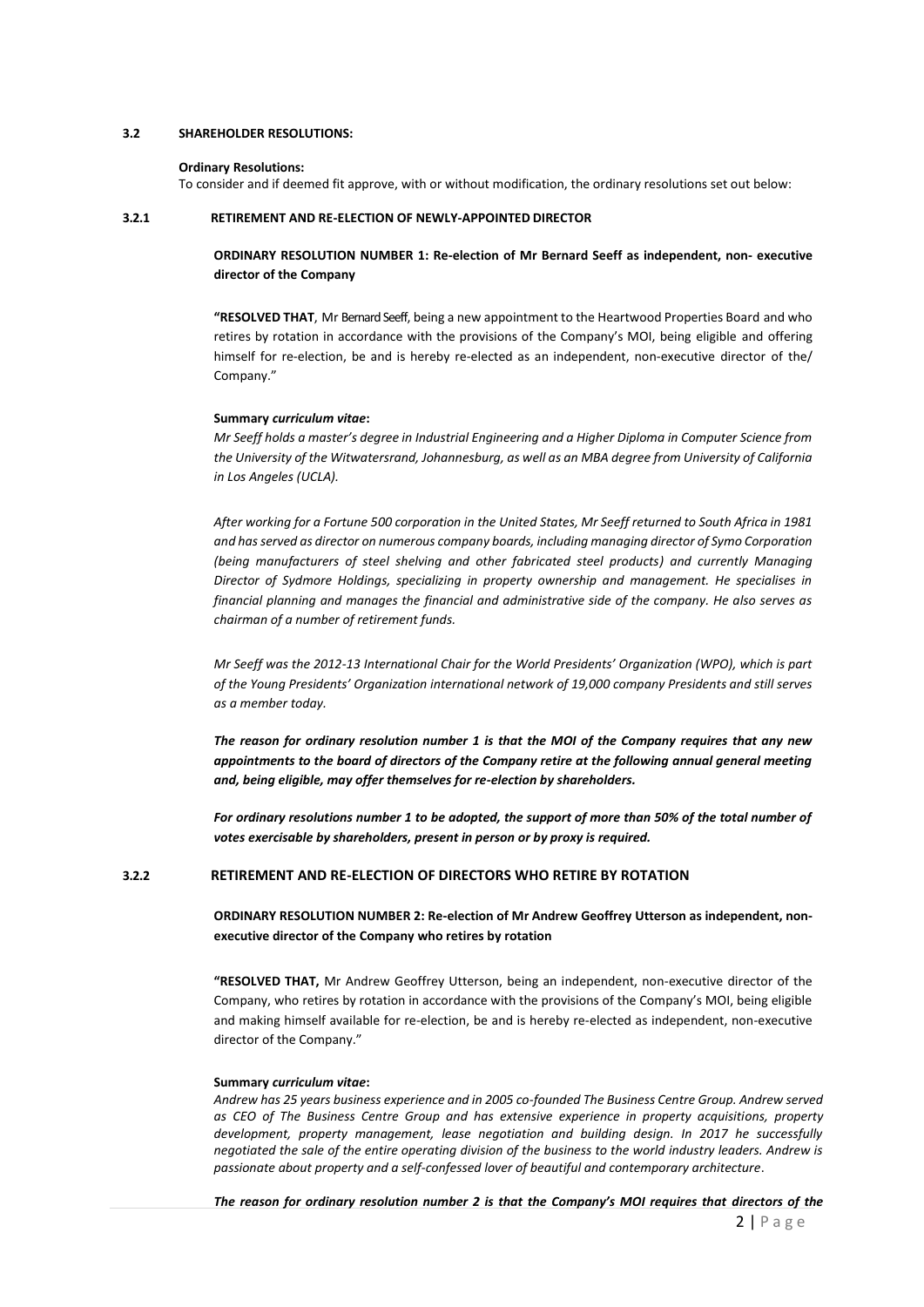**3.2 SHAREHOLDER RESOLUTIONS:**

**Ordinary Resolutions:**

To consider and if deemed fit approve, with or without modification, the ordinary resolutions set out below:

**3.2.1 RETIREMENT AND RE-ELECTION OF NEWLY-APPOINTED DIRECTOR**

**ORDINARY RESOLUTION NUMBER 1: Re-election of Mr Bernard Seeff as independent, non- executive director of the Company**

**"RESOLVED THAT**, Mr Bernard Seeff, being a new appointment to the Heartwood Properties Board and who retires by rotation in accordance with the provisions of the Company's MOI, being eligible and offering himself for re-election, be and is hereby re-elected as an independent, non-executive director of the/ Company."

**Summary *curriculum vitae*:**

*Mr Seeff holds a master's degree in Industrial Engineering and a Higher Diploma in Computer Science from the University of the Witwatersrand, Johannesburg, as well as an MBA degree from University of California in Los Angeles (UCLA).*

*After working for a Fortune 500 corporation in the United States, Mr Seeff returned to South Africa in 1981 and has served as director on numerous company boards, including managing director of Symo Corporation (being manufacturers of steel shelving and other fabricated steel products) and currently Managing Director of Sydmore Holdings, specializing in property ownership and management. He specialises in financial planning and manages the financial and administrative side of the company. He also serves as chairman of a number of retirement funds.*

*Mr Seeff was the 2012-13 International Chair for the World Presidents' Organization (WPO), which is part of the Young Presidents' Organization international network of 19,000 company Presidents and still serves as a member today.*

***The reason for ordinary resolution number 1 is that the MOI of the Company requires that any new appointments to the board of directors of the Company retire at the following annual general meeting and, being eligible, may offer themselves for re-election by shareholders.***

***For ordinary resolutions number 1 to be adopted, the support of more than 50% of the total number of votes exercisable by shareholders, present in person or by proxy is required.***

**3.2.2 RETIREMENT AND RE-ELECTION OF DIRECTORS WHO RETIRE BY ROTATION**

**ORDINARY RESOLUTION NUMBER 2: Re-election of Mr Andrew Geoffrey Utterson as independent, non-executive director of the Company who retires by rotation**

**"RESOLVED THAT,** Mr Andrew Geoffrey Utterson, being an independent, non-executive director of the Company, who retires by rotation in accordance with the provisions of the Company's MOI, being eligible and making himself available for re-election, be and is hereby re-elected as independent, non-executive director of the Company."

**Summary *curriculum vitae*:**

*Andrew has 25 years business experience and in 2005 co-founded The Business Centre Group. Andrew served as CEO of The Business Centre Group and has extensive experience in property acquisitions, property development, property management, lease negotiation and building design. In 2017 he successfully negotiated the sale of the entire operating division of the business to the world industry leaders. Andrew is passionate about property and a self-confessed lover of beautiful and contemporary architecture*.

***The reason for ordinary resolution number 2 is that the Company's MOI requires that directors of the***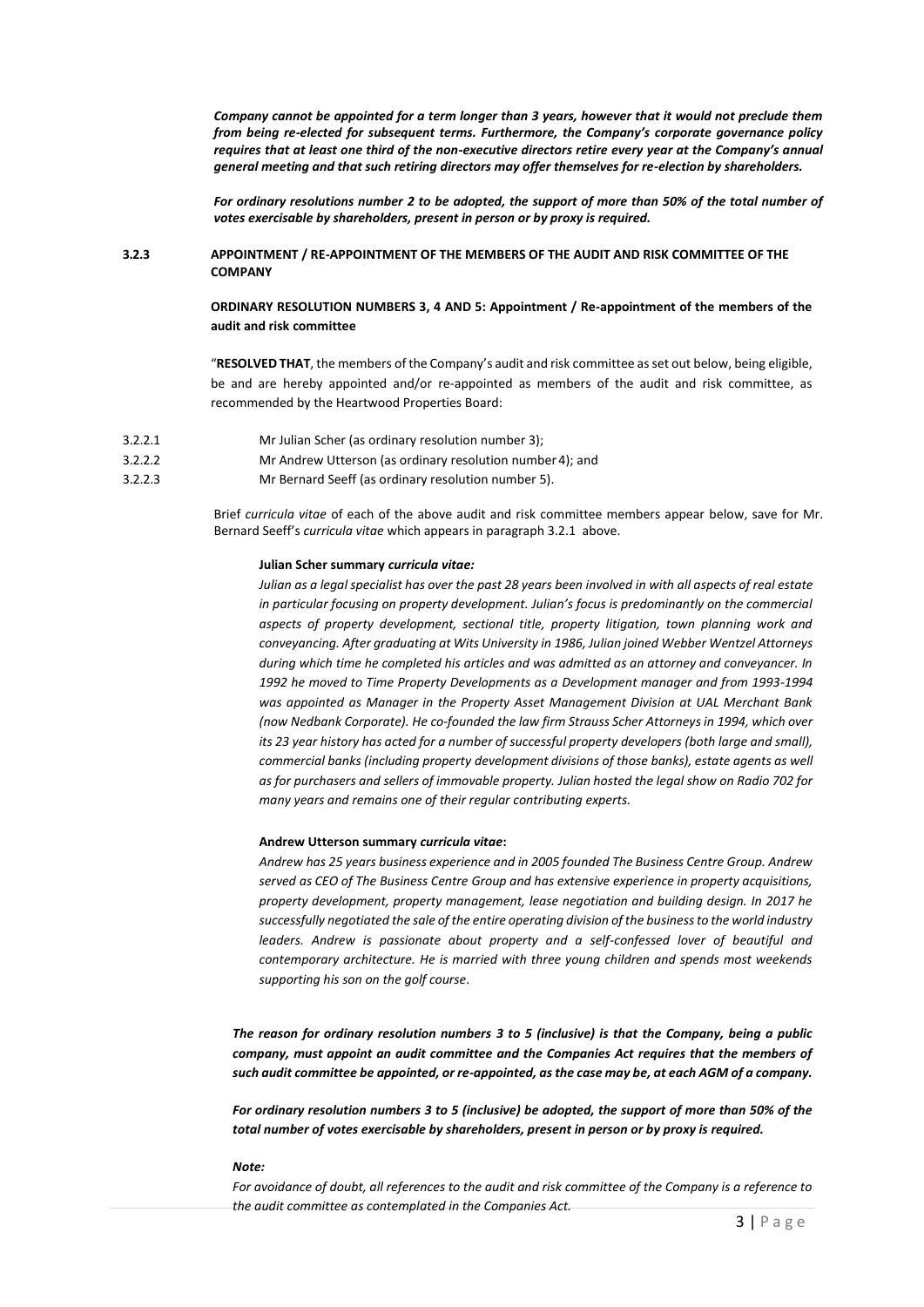*Company cannot be appointed for a term longer than 3 years, however that it would not preclude them from being re-elected for subsequent terms. Furthermore, the Company's corporate governance policy requires that at least one third of the non-executive directors retire every year at the Company's annual general meeting and that such retiring directors may offer themselves for re-election by shareholders.*

***For ordinary resolutions number 2 to be adopted, the support of more than 50% of the total number of votes exercisable by shareholders, present in person or by proxy is required.***

**3.2.3 APPOINTMENT / RE-APPOINTMENT OF THE MEMBERS OF THE AUDIT AND RISK COMMITTEE OF THE COMPANY**

**ORDINARY RESOLUTION NUMBERS 3, 4 AND 5: Appointment / Re-appointment of the members of the audit and risk committee**

"**RESOLVED THAT**, the members of the Company's audit and risk committee as set out below, being eligible, be and are hereby appointed and/or re-appointed as members of the audit and risk committee, as recommended by the Heartwood Properties Board:

3.2.2.1 Mr Julian Scher (as ordinary resolution number 3);

3.2.2.2 Mr Andrew Utterson (as ordinary resolution number 4); and

3.2.2.3 Mr Bernard Seeff (as ordinary resolution number 5).

Brief *curricula vitae* of each of the above audit and risk committee members appear below, save for Mr. Bernard Seeff's *curricula vitae* which appears in paragraph 3.2.1 above.

**Julian Scher summary** ***curricula vitae:***

*Julian as a legal specialist has over the past 28 years been involved in with all aspects of real estate in particular focusing on property development. Julian's focus is predominantly on the commercial aspects of property development, sectional title, property litigation, town planning work and conveyancing. After graduating at Wits University in 1986, Julian joined Webber Wentzel Attorneys during which time he completed his articles and was admitted as an attorney and conveyancer. In 1992 he moved to Time Property Developments as a Development manager and from 1993-1994 was appointed as Manager in the Property Asset Management Division at UAL Merchant Bank (now Nedbank Corporate). He co-founded the law firm Strauss Scher Attorneys in 1994, which over its 23 year history has acted for a number of successful property developers (both large and small), commercial banks (including property development divisions of those banks), estate agents as well as for purchasers and sellers of immovable property. Julian hosted the legal show on Radio 702 for many years and remains one of their regular contributing experts.*

**Andrew Utterson summary** ***curricula vitae*****:**

*Andrew has 25 years business experience and in 2005 founded The Business Centre Group. Andrew served as CEO of The Business Centre Group and has extensive experience in property acquisitions, property development, property management, lease negotiation and building design. In 2017 he successfully negotiated the sale of the entire operating division of the business to the world industry leaders. Andrew is passionate about property and a self-confessed lover of beautiful and contemporary architecture. He is married with three young children and spends most weekends supporting his son on the golf course.*

***The reason for ordinary resolution numbers 3 to 5 (inclusive) is that the Company, being a public company, must appoint an audit committee and the Companies Act requires that the members of such audit committee be appointed, or re-appointed, as the case may be, at each AGM of a company.***

***For ordinary resolution numbers 3 to 5 (inclusive) be adopted, the support of more than 50% of the total number of votes exercisable by shareholders, present in person or by proxy is required.***

***Note:***

*For avoidance of doubt, all references to the audit and risk committee of the Company is a reference to the audit committee as contemplated in the Companies Act.*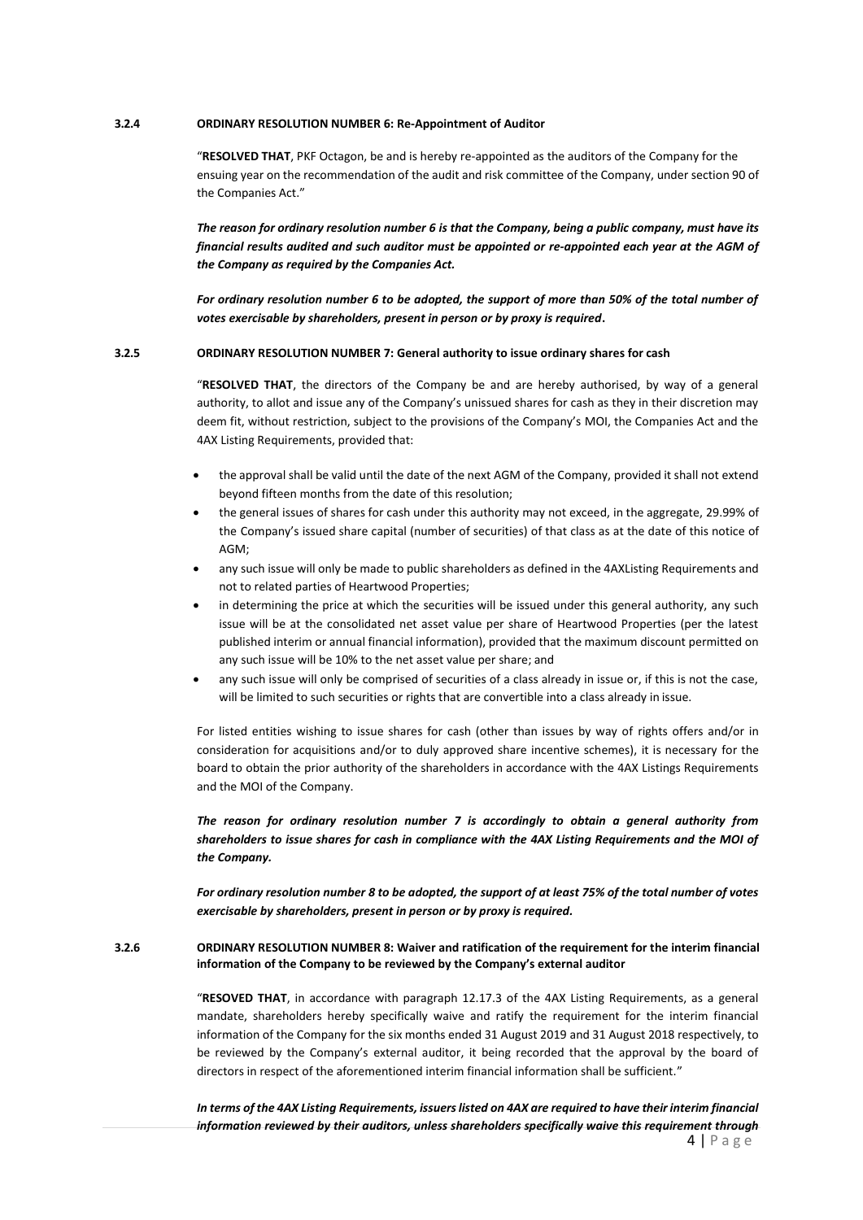**3.2.4 ORDINARY RESOLUTION NUMBER 6: Re-Appointment of Auditor**

"**RESOLVED THAT**, PKF Octagon, be and is hereby re-appointed as the auditors of the Company for the ensuing year on the recommendation of the audit and risk committee of the Company, under section 90 of the Companies Act."

***The reason for ordinary resolution number 6 is that the Company, being a public company, must have its financial results audited and such auditor must be appointed or re-appointed each year at the AGM of the Company as required by the Companies Act.***

***For ordinary resolution number 6 to be adopted, the support of more than 50% of the total number of votes exercisable by shareholders, present in person or by proxy is required*.**

**3.2.5 ORDINARY RESOLUTION NUMBER 7: General authority to issue ordinary shares for cash**

"**RESOLVED THAT**, the directors of the Company be and are hereby authorised, by way of a general authority, to allot and issue any of the Company's unissued shares for cash as they in their discretion may deem fit, without restriction, subject to the provisions of the Company's MOI, the Companies Act and the 4AX Listing Requirements, provided that:

- the approval shall be valid until the date of the next AGM of the Company, provided it shall not extend beyond fifteen months from the date of this resolution;
- the general issues of shares for cash under this authority may not exceed, in the aggregate, 29.99% of the Company's issued share capital (number of securities) of that class as at the date of this notice of AGM;
- any such issue will only be made to public shareholders as defined in the 4AXListing Requirements and not to related parties of Heartwood Properties;
- in determining the price at which the securities will be issued under this general authority, any such issue will be at the consolidated net asset value per share of Heartwood Properties (per the latest published interim or annual financial information), provided that the maximum discount permitted on any such issue will be 10% to the net asset value per share; and
- any such issue will only be comprised of securities of a class already in issue or, if this is not the case, will be limited to such securities or rights that are convertible into a class already in issue.

For listed entities wishing to issue shares for cash (other than issues by way of rights offers and/or in consideration for acquisitions and/or to duly approved share incentive schemes), it is necessary for the board to obtain the prior authority of the shareholders in accordance with the 4AX Listings Requirements and the MOI of the Company.

***The reason for ordinary resolution number 7 is accordingly to obtain a general authority from shareholders to issue shares for cash in compliance with the 4AX Listing Requirements and the MOI of the Company.***

***For ordinary resolution number 8 to be adopted, the support of at least 75% of the total number of votes exercisable by shareholders, present in person or by proxy is required.***

**3.2.6 ORDINARY RESOLUTION NUMBER 8: Waiver and ratification of the requirement for the interim financial information of the Company to be reviewed by the Company's external auditor**

"**RESOVED THAT**, in accordance with paragraph 12.17.3 of the 4AX Listing Requirements, as a general mandate, shareholders hereby specifically waive and ratify the requirement for the interim financial information of the Company for the six months ended 31 August 2019 and 31 August 2018 respectively, to be reviewed by the Company's external auditor, it being recorded that the approval by the board of directors in respect of the aforementioned interim financial information shall be sufficient."

***In terms of the 4AX Listing Requirements, issuers listed on 4AX are required to have their interim financial information reviewed by their auditors, unless shareholders specifically waive this requirement through***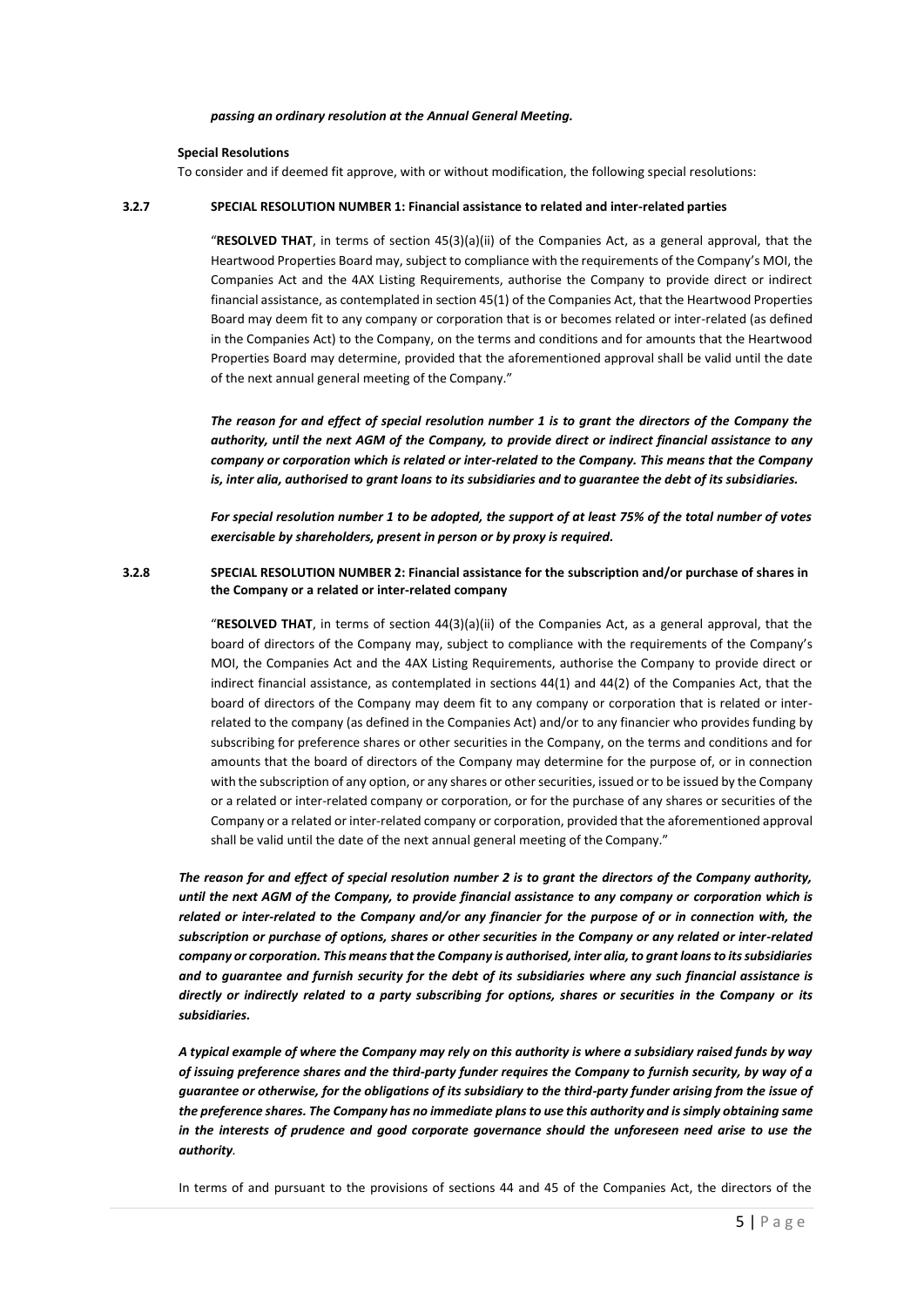***passing an ordinary resolution at the Annual General Meeting.***

**Special Resolutions**

To consider and if deemed fit approve, with or without modification, the following special resolutions:

**3.2.7 SPECIAL RESOLUTION NUMBER 1: Financial assistance to related and inter-related parties**

"**RESOLVED THAT**, in terms of section 45(3)(a)(ii) of the Companies Act, as a general approval, that the Heartwood Properties Board may, subject to compliance with the requirements of the Company's MOI, the Companies Act and the 4AX Listing Requirements, authorise the Company to provide direct or indirect financial assistance, as contemplated in section 45(1) of the Companies Act, that the Heartwood Properties Board may deem fit to any company or corporation that is or becomes related or inter-related (as defined in the Companies Act) to the Company, on the terms and conditions and for amounts that the Heartwood Properties Board may determine, provided that the aforementioned approval shall be valid until the date of the next annual general meeting of the Company."

***The reason for and effect of special resolution number 1 is to grant the directors of the Company the authority, until the next AGM of the Company, to provide direct or indirect financial assistance to any company or corporation which is related or inter-related to the Company. This means that the Company is, inter alia, authorised to grant loans to its subsidiaries and to guarantee the debt of its subsidiaries.***

***For special resolution number 1 to be adopted, the support of at least 75% of the total number of votes exercisable by shareholders, present in person or by proxy is required.***

**3.2.8 SPECIAL RESOLUTION NUMBER 2: Financial assistance for the subscription and/or purchase of shares in the Company or a related or inter-related company**

"**RESOLVED THAT**, in terms of section 44(3)(a)(ii) of the Companies Act, as a general approval, that the board of directors of the Company may, subject to compliance with the requirements of the Company's MOI, the Companies Act and the 4AX Listing Requirements, authorise the Company to provide direct or indirect financial assistance, as contemplated in sections 44(1) and 44(2) of the Companies Act, that the board of directors of the Company may deem fit to any company or corporation that is related or inter-related to the company (as defined in the Companies Act) and/or to any financier who provides funding by subscribing for preference shares or other securities in the Company, on the terms and conditions and for amounts that the board of directors of the Company may determine for the purpose of, or in connection with the subscription of any option, or any shares or other securities, issued or to be issued by the Company or a related or inter-related company or corporation, or for the purchase of any shares or securities of the Company or a related or inter-related company or corporation, provided that the aforementioned approval shall be valid until the date of the next annual general meeting of the Company."

***The reason for and effect of special resolution number 2 is to grant the directors of the Company authority, until the next AGM of the Company, to provide financial assistance to any company or corporation which is related or inter-related to the Company and/or any financier for the purpose of or in connection with, the subscription or purchase of options, shares or other securities in the Company or any related or inter-related company or corporation. This means that the Company is authorised, inter alia, to grant loans to its subsidiaries and to guarantee and furnish security for the debt of its subsidiaries where any such financial assistance is directly or indirectly related to a party subscribing for options, shares or securities in the Company or its subsidiaries.***

***A typical example of where the Company may rely on this authority is where a subsidiary raised funds by way of issuing preference shares and the third-party funder requires the Company to furnish security, by way of a guarantee or otherwise, for the obligations of its subsidiary to the third-party funder arising from the issue of the preference shares. The Company has no immediate plans to use this authority and is simply obtaining same in the interests of prudence and good corporate governance should the unforeseen need arise to use the authority.***

In terms of and pursuant to the provisions of sections 44 and 45 of the Companies Act, the directors of the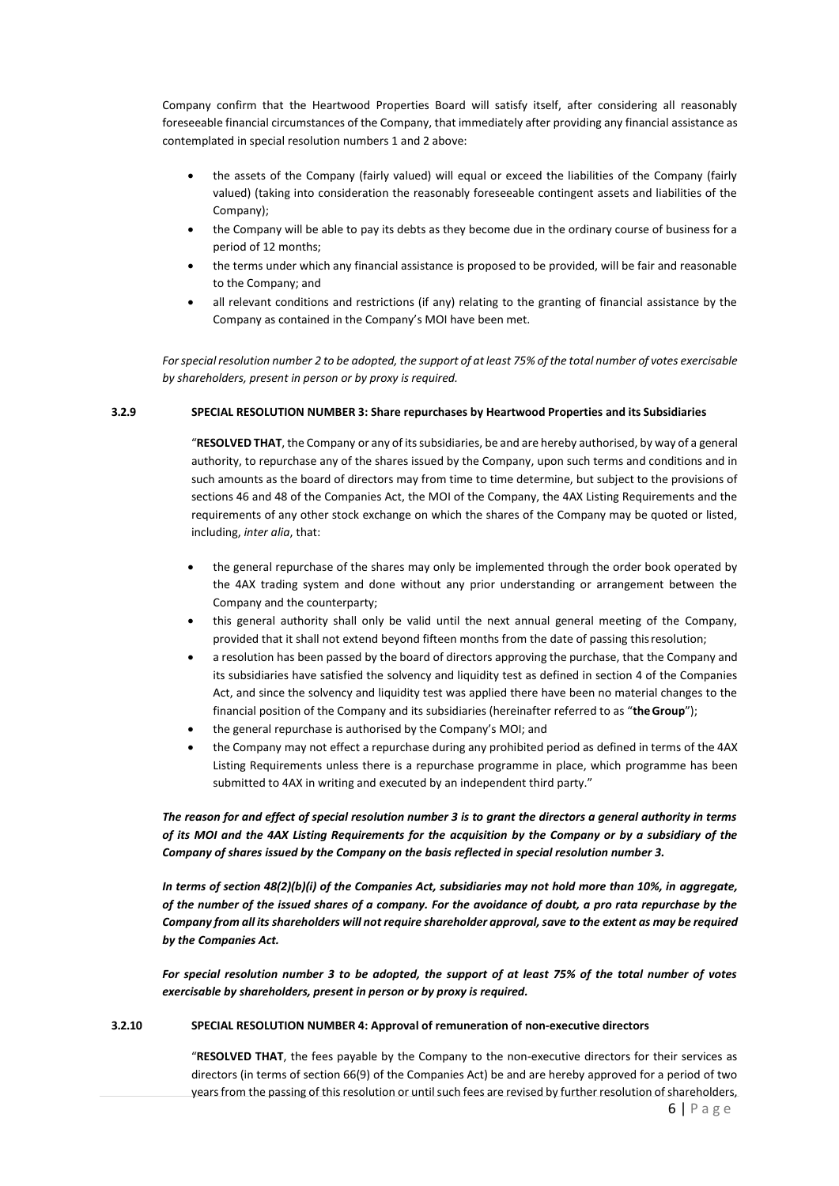Company confirm that the Heartwood Properties Board will satisfy itself, after considering all reasonably foreseeable financial circumstances of the Company, that immediately after providing any financial assistance as contemplated in special resolution numbers 1 and 2 above:

- the assets of the Company (fairly valued) will equal or exceed the liabilities of the Company (fairly valued) (taking into consideration the reasonably foreseeable contingent assets and liabilities of the Company);
- the Company will be able to pay its debts as they become due in the ordinary course of business for a period of 12 months;
- the terms under which any financial assistance is proposed to be provided, will be fair and reasonable to the Company; and
- all relevant conditions and restrictions (if any) relating to the granting of financial assistance by the Company as contained in the Company's MOI have been met.

*For special resolution number 2 to be adopted, the support of at least 75% of the total number of votes exercisable by shareholders, present in person or by proxy is required.*

**3.2.9 SPECIAL RESOLUTION NUMBER 3: Share repurchases by Heartwood Properties and its Subsidiaries**

"**RESOLVED THAT**, the Company or any of its subsidiaries, be and are hereby authorised, by way of a general authority, to repurchase any of the shares issued by the Company, upon such terms and conditions and in such amounts as the board of directors may from time to time determine, but subject to the provisions of sections 46 and 48 of the Companies Act, the MOI of the Company, the 4AX Listing Requirements and the requirements of any other stock exchange on which the shares of the Company may be quoted or listed, including, *inter alia*, that:

- the general repurchase of the shares may only be implemented through the order book operated by the 4AX trading system and done without any prior understanding or arrangement between the Company and the counterparty;
- this general authority shall only be valid until the next annual general meeting of the Company, provided that it shall not extend beyond fifteen months from the date of passing this resolution;
- a resolution has been passed by the board of directors approving the purchase, that the Company and its subsidiaries have satisfied the solvency and liquidity test as defined in section 4 of the Companies Act, and since the solvency and liquidity test was applied there have been no material changes to the financial position of the Company and its subsidiaries (hereinafter referred to as "**the Group**");
- the general repurchase is authorised by the Company's MOI; and
- the Company may not effect a repurchase during any prohibited period as defined in terms of the 4AX Listing Requirements unless there is a repurchase programme in place, which programme has been submitted to 4AX in writing and executed by an independent third party."

***The reason for and effect of special resolution number 3 is to grant the directors a general authority in terms of its MOI and the 4AX Listing Requirements for the acquisition by the Company or by a subsidiary of the Company of shares issued by the Company on the basis reflected in special resolution number 3.***

***In terms of section 48(2)(b)(i) of the Companies Act, subsidiaries may not hold more than 10%, in aggregate, of the number of the issued shares of a company. For the avoidance of doubt, a pro rata repurchase by the Company from all its shareholders will not require shareholder approval, save to the extent as may be required by the Companies Act.***

***For special resolution number 3 to be adopted, the support of at least 75% of the total number of votes exercisable by shareholders, present in person or by proxy is required.***

**3.2.10 SPECIAL RESOLUTION NUMBER 4: Approval of remuneration of non-executive directors**

"**RESOLVED THAT**, the fees payable by the Company to the non-executive directors for their services as directors (in terms of section 66(9) of the Companies Act) be and are hereby approved for a period of two years from the passing of this resolution or until such fees are revised by further resolution of shareholders,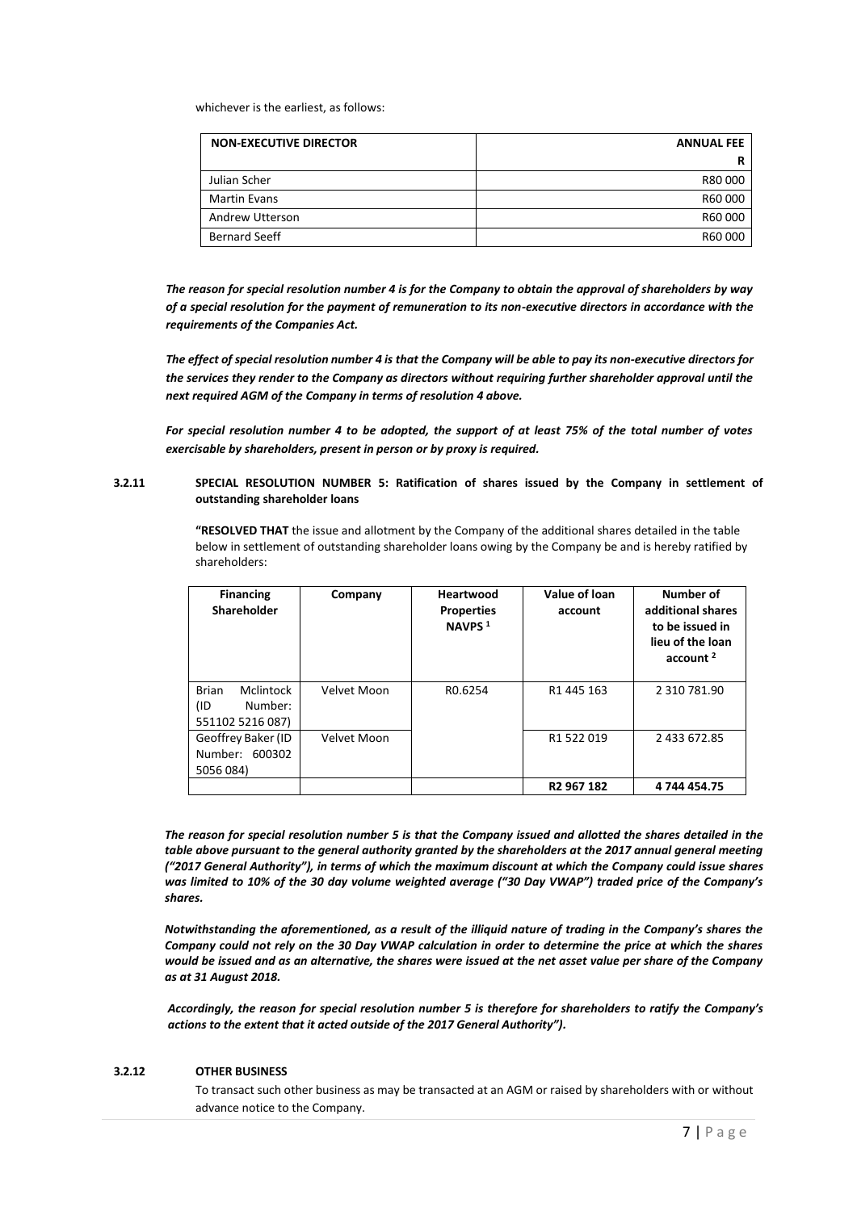whichever is the earliest, as follows:

| NON-EXECUTIVE DIRECTOR | ANNUAL FEE R |
|---|---|
| Julian Scher | R80 000 |
| Martin Evans | R60 000 |
| Andrew Utterson | R60 000 |
| Bernard Seeff | R60 000 |

***The reason for special resolution number 4 is for the Company to obtain the approval of shareholders by way of a special resolution for the payment of remuneration to its non-executive directors in accordance with the requirements of the Companies Act.***

***The effect of special resolution number 4 is that the Company will be able to pay its non-executive directors for the services they render to the Company as directors without requiring further shareholder approval until the next required AGM of the Company in terms of resolution 4 above.***

***For special resolution number 4 to be adopted, the support of at least 75% of the total number of votes exercisable by shareholders, present in person or by proxy is required.***

**3.2.11 SPECIAL RESOLUTION NUMBER 5: Ratification of shares issued by the Company in settlement of outstanding shareholder loans**

**"RESOLVED THAT** the issue and allotment by the Company of the additional shares detailed in the table below in settlement of outstanding shareholder loans owing by the Company be and is hereby ratified by shareholders:

| Financing Shareholder | Company | Heartwood Properties NAVPS [1] | Value of loan account | Number of additional shares to be issued in lieu of the loan account [2] |
|---|---|---|---|---|
| Brian Mclintock (ID Number: 551102 5216 087) | Velvet Moon | R0.6254 | R1 445 163 | 2 310 781.90 |
| Geoffrey Baker (ID Number: 600302 5056 084) | Velvet Moon | | R1 522 019 | 2 433 672.85 |
| | | | **R2 967 182** | **4 744 454.75** |

***The reason for special resolution number 5 is that the Company issued and allotted the shares detailed in the table above pursuant to the general authority granted by the shareholders at the 2017 annual general meeting ("2017 General Authority"), in terms of which the maximum discount at which the Company could issue shares was limited to 10% of the 30 day volume weighted average ("30 Day VWAP") traded price of the Company's shares.***

***Notwithstanding the aforementioned, as a result of the illiquid nature of trading in the Company's shares the Company could not rely on the 30 Day VWAP calculation in order to determine the price at which the shares would be issued and as an alternative, the shares were issued at the net asset value per share of the Company as at 31 August 2018.***

***Accordingly, the reason for special resolution number 5 is therefore for shareholders to ratify the Company's actions to the extent that it acted outside of the 2017 General Authority").***

**3.2.12 OTHER BUSINESS**

To transact such other business as may be transacted at an AGM or raised by shareholders with or without advance notice to the Company.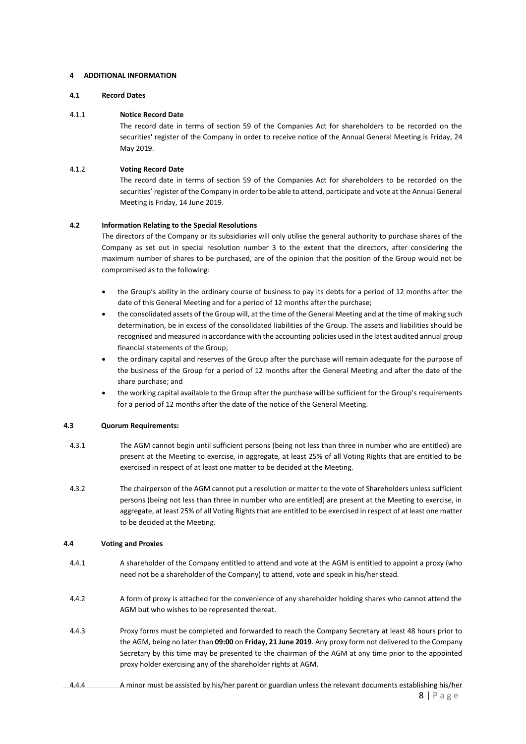## 4 ADDITIONAL INFORMATION

### 4.1 Record Dates

#### 4.1.1 Notice Record Date

The record date in terms of section 59 of the Companies Act for shareholders to be recorded on the securities' register of the Company in order to receive notice of the Annual General Meeting is Friday, 24 May 2019.

#### 4.1.2 Voting Record Date

The record date in terms of section 59 of the Companies Act for shareholders to be recorded on the securities' register of the Company in order to be able to attend, participate and vote at the Annual General Meeting is Friday, 14 June 2019.

### 4.2 Information Relating to the Special Resolutions

The directors of the Company or its subsidiaries will only utilise the general authority to purchase shares of the Company as set out in special resolution number 3 to the extent that the directors, after considering the maximum number of shares to be purchased, are of the opinion that the position of the Group would not be compromised as to the following:

- the Group's ability in the ordinary course of business to pay its debts for a period of 12 months after the date of this General Meeting and for a period of 12 months after the purchase;
- the consolidated assets of the Group will, at the time of the General Meeting and at the time of making such determination, be in excess of the consolidated liabilities of the Group. The assets and liabilities should be recognised and measured in accordance with the accounting policies used in the latest audited annual group financial statements of the Group;
- the ordinary capital and reserves of the Group after the purchase will remain adequate for the purpose of the business of the Group for a period of 12 months after the General Meeting and after the date of the share purchase; and
- the working capital available to the Group after the purchase will be sufficient for the Group's requirements for a period of 12 months after the date of the notice of the General Meeting.

### 4.3 Quorum Requirements:

4.3.1 The AGM cannot begin until sufficient persons (being not less than three in number who are entitled) are present at the Meeting to exercise, in aggregate, at least 25% of all Voting Rights that are entitled to be exercised in respect of at least one matter to be decided at the Meeting.

4.3.2 The chairperson of the AGM cannot put a resolution or matter to the vote of Shareholders unless sufficient persons (being not less than three in number who are entitled) are present at the Meeting to exercise, in aggregate, at least 25% of all Voting Rights that are entitled to be exercised in respect of at least one matter to be decided at the Meeting.

### 4.4 Voting and Proxies

4.4.1 A shareholder of the Company entitled to attend and vote at the AGM is entitled to appoint a proxy (who need not be a shareholder of the Company) to attend, vote and speak in his/her stead.

4.4.2 A form of proxy is attached for the convenience of any shareholder holding shares who cannot attend the AGM but who wishes to be represented thereat.

4.4.3 Proxy forms must be completed and forwarded to reach the Company Secretary at least 48 hours prior to the AGM, being no later than **09:00** on **Friday, 21 June 2019**. Any proxy form not delivered to the Company Secretary by this time may be presented to the chairman of the AGM at any time prior to the appointed proxy holder exercising any of the shareholder rights at AGM.

4.4.4 A minor must be assisted by his/her parent or guardian unless the relevant documents establishing his/her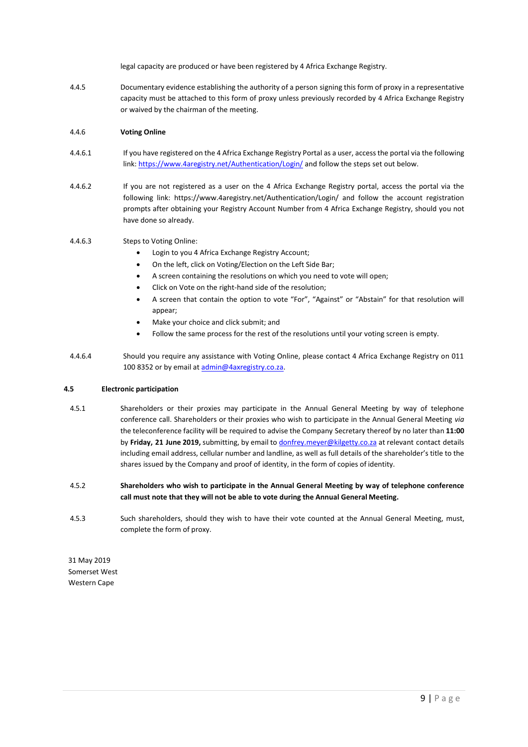legal capacity are produced or have been registered by 4 Africa Exchange Registry.

4.4.5 Documentary evidence establishing the authority of a person signing this form of proxy in a representative capacity must be attached to this form of proxy unless previously recorded by 4 Africa Exchange Registry or waived by the chairman of the meeting.

4.4.6 **Voting Online**

4.4.6.1 If you have registered on the 4 Africa Exchange Registry Portal as a user, access the portal via the following link: https://www.4aregistry.net/Authentication/Login/ and follow the steps set out below.

4.4.6.2 If you are not registered as a user on the 4 Africa Exchange Registry portal, access the portal via the following link: https://www.4aregistry.net/Authentication/Login/ and follow the account registration prompts after obtaining your Registry Account Number from 4 Africa Exchange Registry, should you not have done so already.

4.4.6.3 Steps to Voting Online:

- Login to you 4 Africa Exchange Registry Account;
- On the left, click on Voting/Election on the Left Side Bar;
- A screen containing the resolutions on which you need to vote will open;
- Click on Vote on the right-hand side of the resolution;
- A screen that contain the option to vote "For", "Against" or "Abstain" for that resolution will appear;
- Make your choice and click submit; and
- Follow the same process for the rest of the resolutions until your voting screen is empty.

4.4.6.4 Should you require any assistance with Voting Online, please contact 4 Africa Exchange Registry on 011 100 8352 or by email at admin@4axregistry.co.za.

**4.5 Electronic participation**

4.5.1 Shareholders or their proxies may participate in the Annual General Meeting by way of telephone conference call. Shareholders or their proxies who wish to participate in the Annual General Meeting *via* the teleconference facility will be required to advise the Company Secretary thereof by no later than **11:00** by **Friday, 21 June 2019,** submitting, by email to donfrey.meyer@kilgetty.co.za at relevant contact details including email address, cellular number and landline, as well as full details of the shareholder's title to the shares issued by the Company and proof of identity, in the form of copies of identity.

4.5.2 **Shareholders who wish to participate in the Annual General Meeting by way of telephone conference call must note that they will not be able to vote during the Annual General Meeting.**

4.5.3 Such shareholders, should they wish to have their vote counted at the Annual General Meeting, must, complete the form of proxy.

31 May 2019
Somerset West
Western Cape